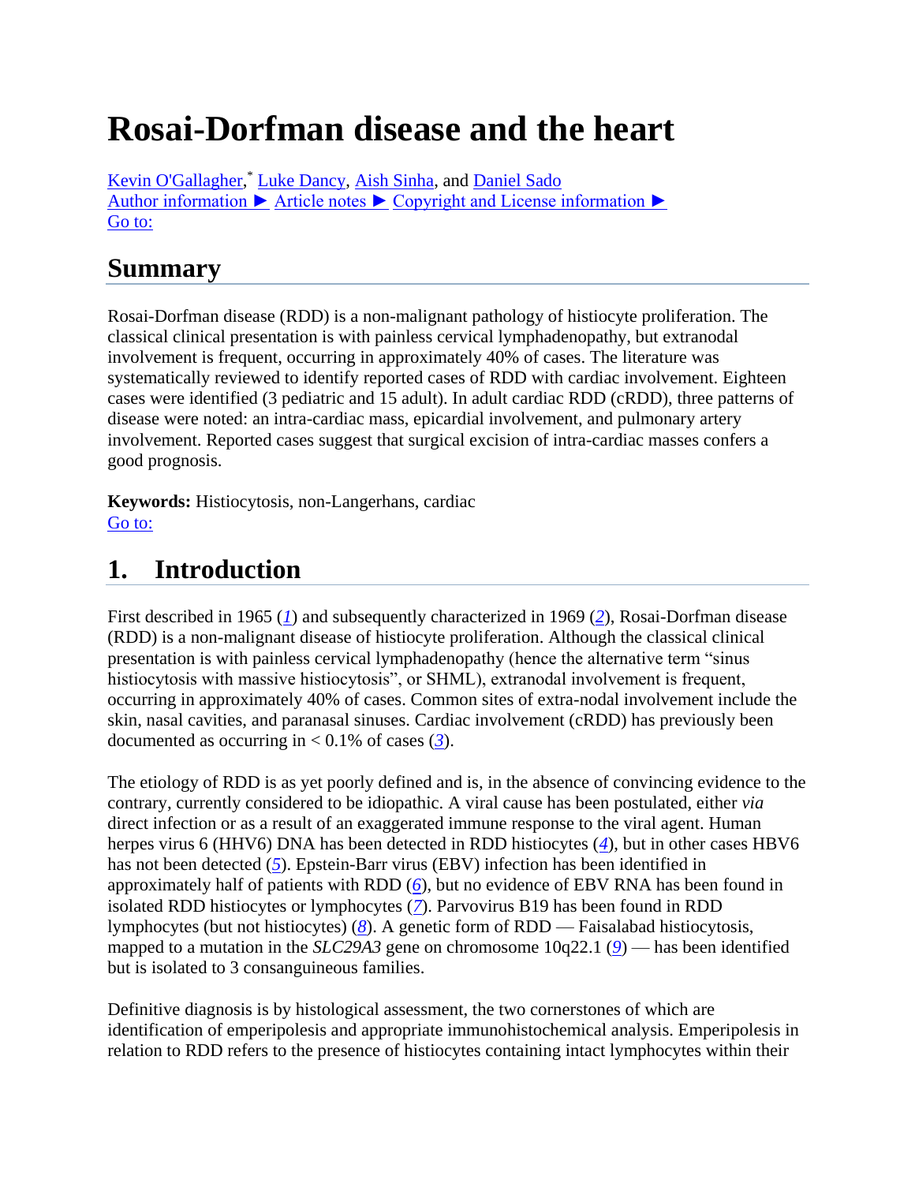# Rosai-Dorfman disease and the heart

Kevin O'Gallagher,* Luke Dancy, Aish Sinha, and Daniel Sado
Author information ► Article notes ► Copyright and License information ►
Go to:

## Summary

Rosai-Dorfman disease (RDD) is a non-malignant pathology of histiocyte proliferation. The classical clinical presentation is with painless cervical lymphadenopathy, but extranodal involvement is frequent, occurring in approximately 40% of cases. The literature was systematically reviewed to identify reported cases of RDD with cardiac involvement. Eighteen cases were identified (3 pediatric and 15 adult). In adult cardiac RDD (cRDD), three patterns of disease were noted: an intra-cardiac mass, epicardial involvement, and pulmonary artery involvement. Reported cases suggest that surgical excision of intra-cardiac masses confers a good prognosis.

**Keywords:** Histiocytosis, non-Langerhans, cardiac
Go to:

## 1. Introduction

First described in 1965 (*1*) and subsequently characterized in 1969 (*2*), Rosai-Dorfman disease (RDD) is a non-malignant disease of histiocyte proliferation. Although the classical clinical presentation is with painless cervical lymphadenopathy (hence the alternative term "sinus histiocytosis with massive histiocytosis", or SHML), extranodal involvement is frequent, occurring in approximately 40% of cases. Common sites of extra-nodal involvement include the skin, nasal cavities, and paranasal sinuses. Cardiac involvement (cRDD) has previously been documented as occurring in < 0.1% of cases (*3*).

The etiology of RDD is as yet poorly defined and is, in the absence of convincing evidence to the contrary, currently considered to be idiopathic. A viral cause has been postulated, either *via* direct infection or as a result of an exaggerated immune response to the viral agent. Human herpes virus 6 (HHV6) DNA has been detected in RDD histiocytes (*4*), but in other cases HBV6 has not been detected (*5*). Epstein-Barr virus (EBV) infection has been identified in approximately half of patients with RDD (*6*), but no evidence of EBV RNA has been found in isolated RDD histiocytes or lymphocytes (*7*). Parvovirus B19 has been found in RDD lymphocytes (but not histiocytes) (*8*). A genetic form of RDD — Faisalabad histiocytosis, mapped to a mutation in the *SLC29A3* gene on chromosome 10q22.1 (*9*) — has been identified but is isolated to 3 consanguineous families.

Definitive diagnosis is by histological assessment, the two cornerstones of which are identification of emperipolesis and appropriate immunohistochemical analysis. Emperipolesis in relation to RDD refers to the presence of histiocytes containing intact lymphocytes within their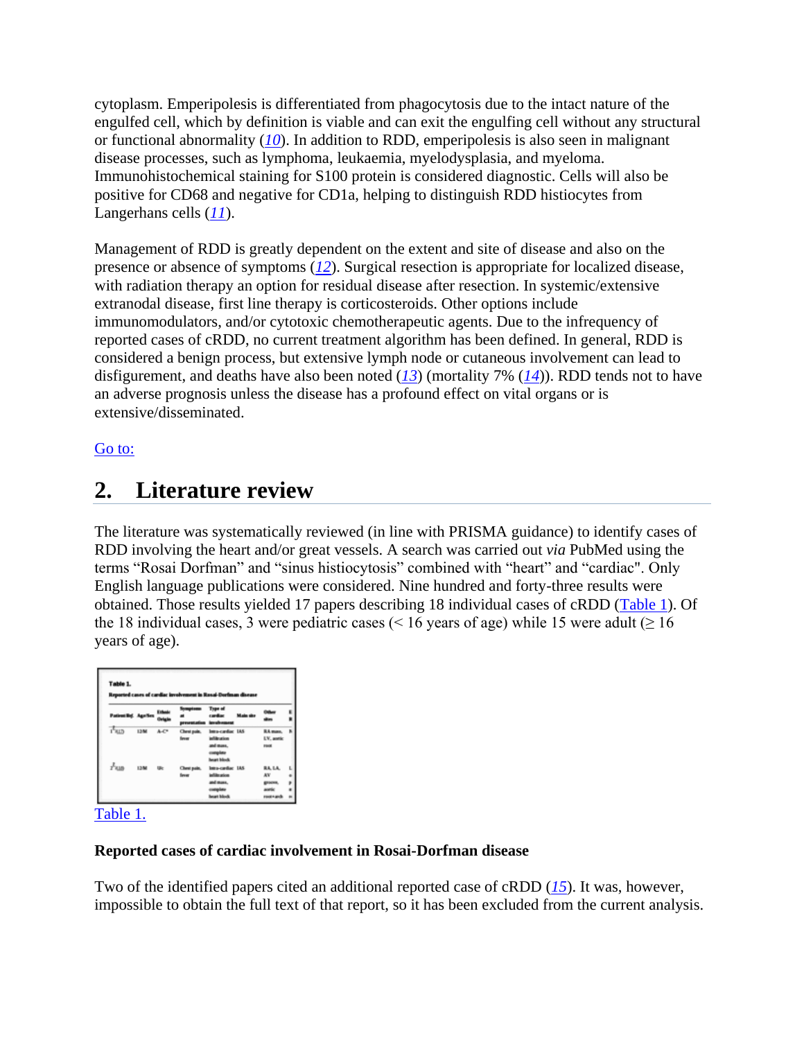cytoplasm. Emperipolesis is differentiated from phagocytosis due to the intact nature of the engulfed cell, which by definition is viable and can exit the engulfing cell without any structural or functional abnormality (10). In addition to RDD, emperipolesis is also seen in malignant disease processes, such as lymphoma, leukaemia, myelodysplasia, and myeloma. Immunohistochemical staining for S100 protein is considered diagnostic. Cells will also be positive for CD68 and negative for CD1a, helping to distinguish RDD histiocytes from Langerhans cells (11).

Management of RDD is greatly dependent on the extent and site of disease and also on the presence or absence of symptoms (12). Surgical resection is appropriate for localized disease, with radiation therapy an option for residual disease after resection. In systemic/extensive extranodal disease, first line therapy is corticosteroids. Other options include immunomodulators, and/or cytotoxic chemotherapeutic agents. Due to the infrequency of reported cases of cRDD, no current treatment algorithm has been defined. In general, RDD is considered a benign process, but extensive lymph node or cutaneous involvement can lead to disfigurement, and deaths have also been noted (13) (mortality 7% (14)). RDD tends not to have an adverse prognosis unless the disease has a profound effect on vital organs or is extensive/disseminated.

Go to:

## 2. Literature review

The literature was systematically reviewed (in line with PRISMA guidance) to identify cases of RDD involving the heart and/or great vessels. A search was carried out *via* PubMed using the terms "Rosai Dorfman" and "sinus histiocytosis" combined with "heart" and "cardiac". Only English language publications were considered. Nine hundred and forty-three results were obtained. Those results yielded 17 papers describing 18 individual cases of cRDD (Table 1). Of the 18 individual cases, 3 were pediatric cases (< 16 years of age) while 15 were adult (≥ 16 years of age).

**Table 1.**

**Reported cases of cardiac involvement in Rosai-Dorfman disease**

| Patient/Ref. | Age/Sex | Ethnic Origin | Symptoms at presentation | Type of cardiac involvement | Main site | Other sites |
|---|---|---|---|---|---|---|
| 1 (12) | 12/M | A-C* | Chest pain, fever | Intra-cardiac infiltration and mass, complete heart block | IAS | RA mass, LV, aortic root |
| 2 (13) | 13/M | Unk | Chest pain, fever | Intra-cardiac infiltration and mass, complete heart block | IAS | RA, LA, AV groove, aortic root |

Table 1.

**Reported cases of cardiac involvement in Rosai-Dorfman disease**

Two of the identified papers cited an additional reported case of cRDD (15). It was, however, impossible to obtain the full text of that report, so it has been excluded from the current analysis.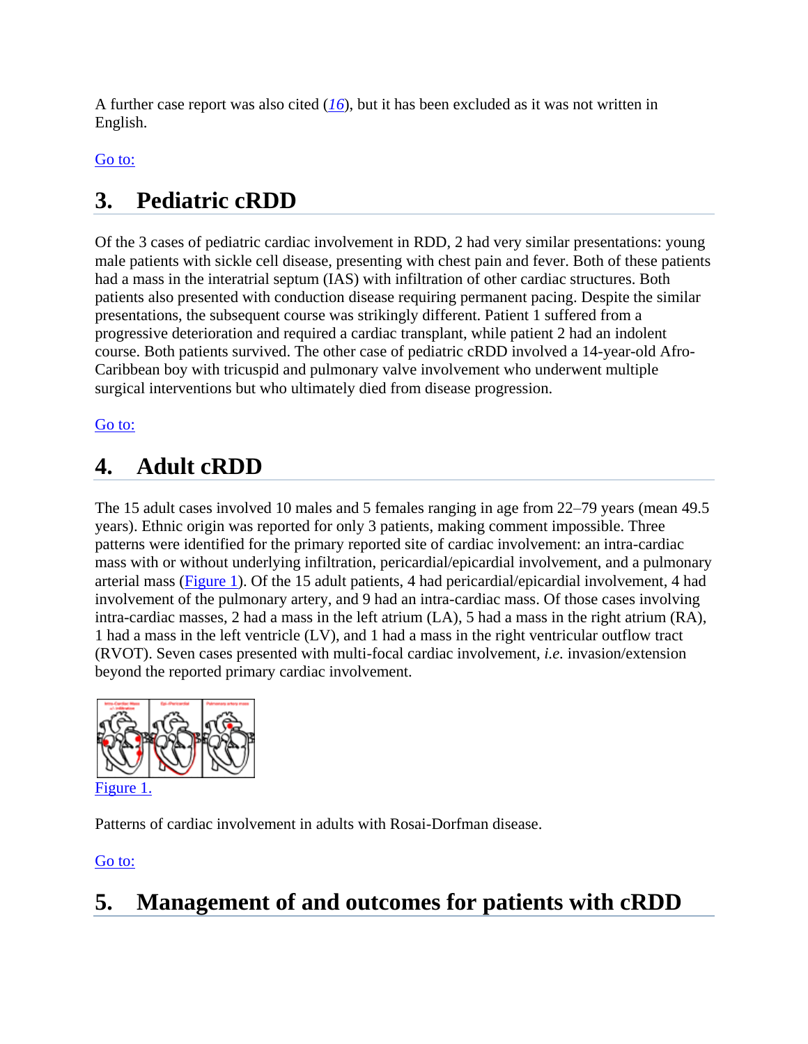A further case report was also cited ([16](#)), but it has been excluded as it was not written in English.

Go to:

## 3. Pediatric cRDD

Of the 3 cases of pediatric cardiac involvement in RDD, 2 had very similar presentations: young male patients with sickle cell disease, presenting with chest pain and fever. Both of these patients had a mass in the interatrial septum (IAS) with infiltration of other cardiac structures. Both patients also presented with conduction disease requiring permanent pacing. Despite the similar presentations, the subsequent course was strikingly different. Patient 1 suffered from a progressive deterioration and required a cardiac transplant, while patient 2 had an indolent course. Both patients survived. The other case of pediatric cRDD involved a 14-year-old Afro-Caribbean boy with tricuspid and pulmonary valve involvement who underwent multiple surgical interventions but who ultimately died from disease progression.

Go to:

## 4. Adult cRDD

The 15 adult cases involved 10 males and 5 females ranging in age from 22–79 years (mean 49.5 years). Ethnic origin was reported for only 3 patients, making comment impossible. Three patterns were identified for the primary reported site of cardiac involvement: an intra-cardiac mass with or without underlying infiltration, pericardial/epicardial involvement, and a pulmonary arterial mass (Figure 1). Of the 15 adult patients, 4 had pericardial/epicardial involvement, 4 had involvement of the pulmonary artery, and 9 had an intra-cardiac mass. Of those cases involving intra-cardiac masses, 2 had a mass in the left atrium (LA), 5 had a mass in the right atrium (RA), 1 had a mass in the left ventricle (LV), and 1 had a mass in the right ventricular outflow tract (RVOT). Seven cases presented with multi-focal cardiac involvement, *i.e.* invasion/extension beyond the reported primary cardiac involvement.

Figure 1.

Patterns of cardiac involvement in adults with Rosai-Dorfman disease.

Go to:

## 5. Management of and outcomes for patients with cRDD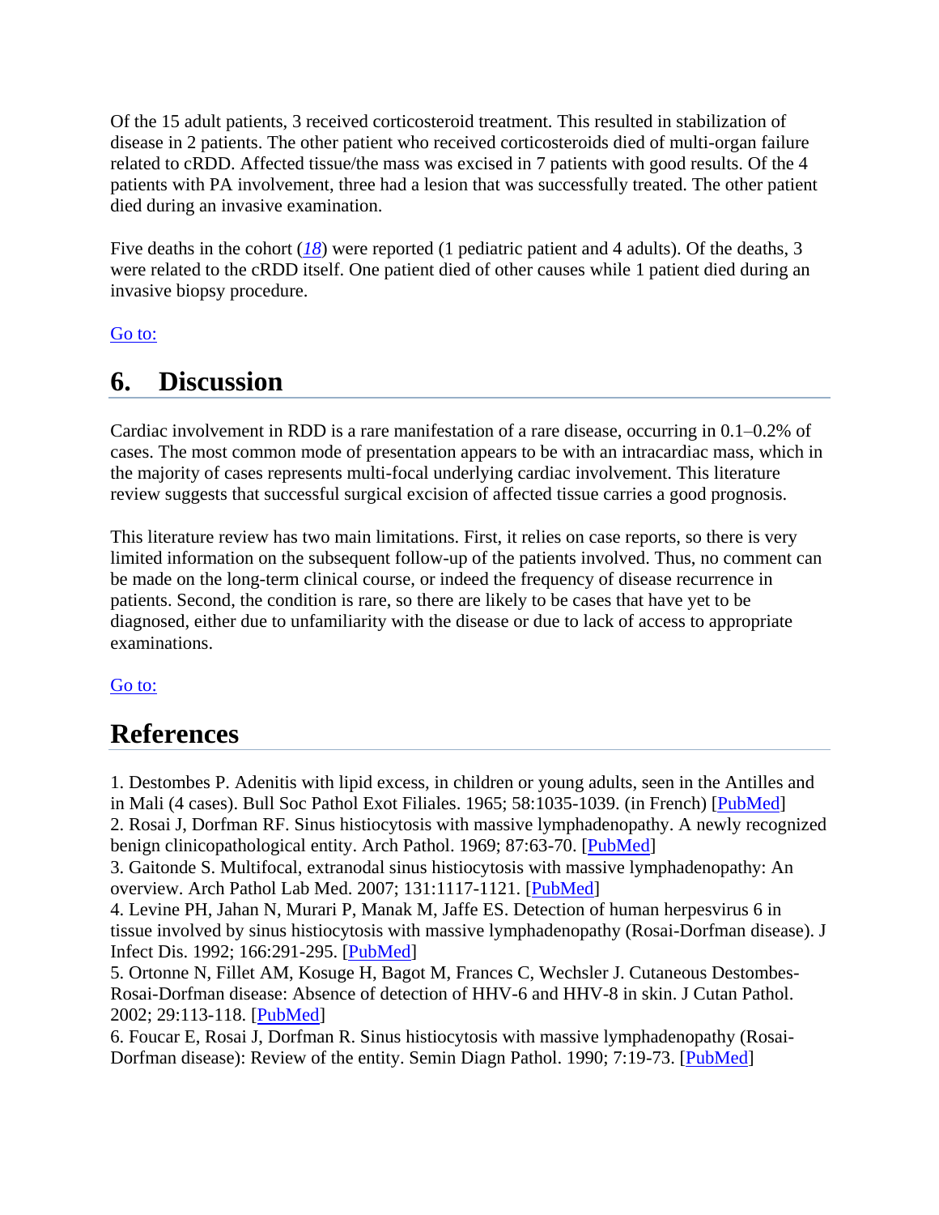Of the 15 adult patients, 3 received corticosteroid treatment. This resulted in stabilization of disease in 2 patients. The other patient who received corticosteroids died of multi-organ failure related to cRDD. Affected tissue/the mass was excised in 7 patients with good results. Of the 4 patients with PA involvement, three had a lesion that was successfully treated. The other patient died during an invasive examination.

Five deaths in the cohort (*18*) were reported (1 pediatric patient and 4 adults). Of the deaths, 3 were related to the cRDD itself. One patient died of other causes while 1 patient died during an invasive biopsy procedure.

Go to:

## 6. Discussion

Cardiac involvement in RDD is a rare manifestation of a rare disease, occurring in 0.1–0.2% of cases. The most common mode of presentation appears to be with an intracardiac mass, which in the majority of cases represents multi-focal underlying cardiac involvement. This literature review suggests that successful surgical excision of affected tissue carries a good prognosis.

This literature review has two main limitations. First, it relies on case reports, so there is very limited information on the subsequent follow-up of the patients involved. Thus, no comment can be made on the long-term clinical course, or indeed the frequency of disease recurrence in patients. Second, the condition is rare, so there are likely to be cases that have yet to be diagnosed, either due to unfamiliarity with the disease or due to lack of access to appropriate examinations.

Go to:

## References

1. Destombes P. Adenitis with lipid excess, in children or young adults, seen in the Antilles and in Mali (4 cases). Bull Soc Pathol Exot Filiales. 1965; 58:1035-1039. (in French) [PubMed]
2. Rosai J, Dorfman RF. Sinus histiocytosis with massive lymphadenopathy. A newly recognized benign clinicopathological entity. Arch Pathol. 1969; 87:63-70. [PubMed]
3. Gaitonde S. Multifocal, extranodal sinus histiocytosis with massive lymphadenopathy: An overview. Arch Pathol Lab Med. 2007; 131:1117-1121. [PubMed]
4. Levine PH, Jahan N, Murari P, Manak M, Jaffe ES. Detection of human herpesvirus 6 in tissue involved by sinus histiocytosis with massive lymphadenopathy (Rosai-Dorfman disease). J Infect Dis. 1992; 166:291-295. [PubMed]
5. Ortonne N, Fillet AM, Kosuge H, Bagot M, Frances C, Wechsler J. Cutaneous Destombes-Rosai-Dorfman disease: Absence of detection of HHV-6 and HHV-8 in skin. J Cutan Pathol. 2002; 29:113-118. [PubMed]
6. Foucar E, Rosai J, Dorfman R. Sinus histiocytosis with massive lymphadenopathy (Rosai-Dorfman disease): Review of the entity. Semin Diagn Pathol. 1990; 7:19-73. [PubMed]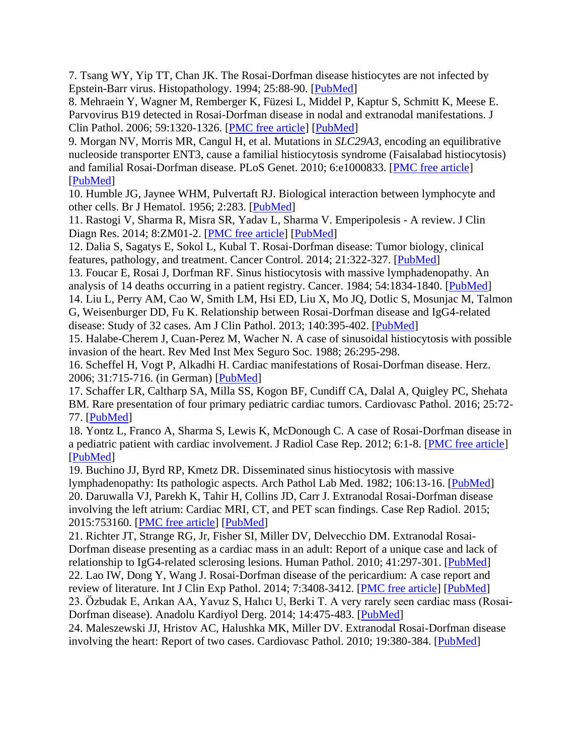7. Tsang WY, Yip TT, Chan JK. The Rosai-Dorfman disease histiocytes are not infected by Epstein-Barr virus. Histopathology. 1994; 25:88-90. [PubMed]

8. Mehraein Y, Wagner M, Remberger K, Füzesi L, Middel P, Kaptur S, Schmitt K, Meese E. Parvovirus B19 detected in Rosai-Dorfman disease in nodal and extranodal manifestations. J Clin Pathol. 2006; 59:1320-1326. [PMC free article] [PubMed]

9. Morgan NV, Morris MR, Cangul H, et al. Mutations in *SLC29A3*, encoding an equilibrative nucleoside transporter ENT3, cause a familial histiocytosis syndrome (Faisalabad histiocytosis) and familial Rosai-Dorfman disease. PLoS Genet. 2010; 6:e1000833. [PMC free article] [PubMed]

10. Humble JG, Jaynee WHM, Pulvertaft RJ. Biological interaction between lymphocyte and other cells. Br J Hematol. 1956; 2:283. [PubMed]

11. Rastogi V, Sharma R, Misra SR, Yadav L, Sharma V. Emperipolesis - A review. J Clin Diagn Res. 2014; 8:ZM01-2. [PMC free article] [PubMed]

12. Dalia S, Sagatys E, Sokol L, Kubal T. Rosai-Dorfman disease: Tumor biology, clinical features, pathology, and treatment. Cancer Control. 2014; 21:322-327. [PubMed]

13. Foucar E, Rosai J, Dorfman RF. Sinus histiocytosis with massive lymphadenopathy. An analysis of 14 deaths occurring in a patient registry. Cancer. 1984; 54:1834-1840. [PubMed]

14. Liu L, Perry AM, Cao W, Smith LM, Hsi ED, Liu X, Mo JQ, Dotlic S, Mosunjac M, Talmon G, Weisenburger DD, Fu K. Relationship between Rosai-Dorfman disease and IgG4-related disease: Study of 32 cases. Am J Clin Pathol. 2013; 140:395-402. [PubMed]

15. Halabe-Cherem J, Cuan-Perez M, Wacher N. A case of sinusoidal histiocytosis with possible invasion of the heart. Rev Med Inst Mex Seguro Soc. 1988; 26:295-298.

16. Scheffel H, Vogt P, Alkadhi H. Cardiac manifestations of Rosai-Dorfman disease. Herz. 2006; 31:715-716. (in German) [PubMed]

17. Schaffer LR, Caltharp SA, Milla SS, Kogon BF, Cundiff CA, Dalal A, Quigley PC, Shehata BM. Rare presentation of four primary pediatric cardiac tumors. Cardiovasc Pathol. 2016; 25:72-77. [PubMed]

18. Yontz L, Franco A, Sharma S, Lewis K, McDonough C. A case of Rosai-Dorfman disease in a pediatric patient with cardiac involvement. J Radiol Case Rep. 2012; 6:1-8. [PMC free article] [PubMed]

19. Buchino JJ, Byrd RP, Kmetz DR. Disseminated sinus histiocytosis with massive lymphadenopathy: Its pathologic aspects. Arch Pathol Lab Med. 1982; 106:13-16. [PubMed]

20. Daruwalla VJ, Parekh K, Tahir H, Collins JD, Carr J. Extranodal Rosai-Dorfman disease involving the left atrium: Cardiac MRI, CT, and PET scan findings. Case Rep Radiol. 2015; 2015:753160. [PMC free article] [PubMed]

21. Richter JT, Strange RG, Jr, Fisher SI, Miller DV, Delvecchio DM. Extranodal Rosai-Dorfman disease presenting as a cardiac mass in an adult: Report of a unique case and lack of relationship to IgG4-related sclerosing lesions. Human Pathol. 2010; 41:297-301. [PubMed]

22. Lao IW, Dong Y, Wang J. Rosai-Dorfman disease of the pericardium: A case report and review of literature. Int J Clin Exp Pathol. 2014; 7:3408-3412. [PMC free article] [PubMed]

23. Özbudak E, Arıkan AA, Yavuz S, Halıcı U, Berki T. A very rarely seen cardiac mass (Rosai-Dorfman disease). Anadolu Kardiyol Derg. 2014; 14:475-483. [PubMed]

24. Maleszewski JJ, Hristov AC, Halushka MK, Miller DV. Extranodal Rosai-Dorfman disease involving the heart: Report of two cases. Cardiovasc Pathol. 2010; 19:380-384. [PubMed]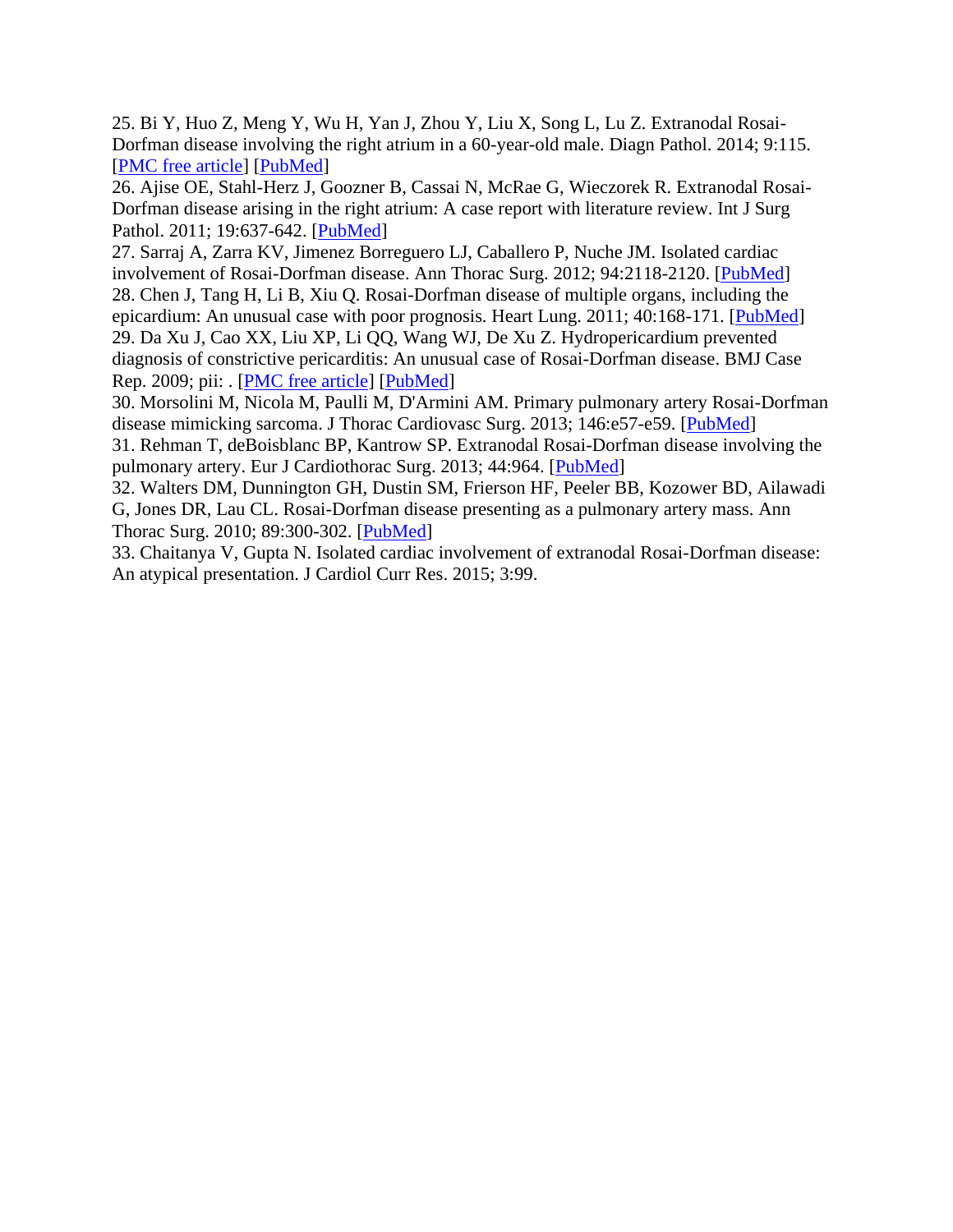25. Bi Y, Huo Z, Meng Y, Wu H, Yan J, Zhou Y, Liu X, Song L, Lu Z. Extranodal Rosai-Dorfman disease involving the right atrium in a 60-year-old male. Diagn Pathol. 2014; 9:115. [PMC free article] [PubMed]

26. Ajise OE, Stahl-Herz J, Goozner B, Cassai N, McRae G, Wieczorek R. Extranodal Rosai-Dorfman disease arising in the right atrium: A case report with literature review. Int J Surg Pathol. 2011; 19:637-642. [PubMed]

27. Sarraj A, Zarra KV, Jimenez Borreguero LJ, Caballero P, Nuche JM. Isolated cardiac involvement of Rosai-Dorfman disease. Ann Thorac Surg. 2012; 94:2118-2120. [PubMed]

28. Chen J, Tang H, Li B, Xiu Q. Rosai-Dorfman disease of multiple organs, including the epicardium: An unusual case with poor prognosis. Heart Lung. 2011; 40:168-171. [PubMed]

29. Da Xu J, Cao XX, Liu XP, Li QQ, Wang WJ, De Xu Z. Hydropericardium prevented diagnosis of constrictive pericarditis: An unusual case of Rosai-Dorfman disease. BMJ Case Rep. 2009; pii: . [PMC free article] [PubMed]

30. Morsolini M, Nicola M, Paulli M, D'Armini AM. Primary pulmonary artery Rosai-Dorfman disease mimicking sarcoma. J Thorac Cardiovasc Surg. 2013; 146:e57-e59. [PubMed]

31. Rehman T, deBoisblanc BP, Kantrow SP. Extranodal Rosai-Dorfman disease involving the pulmonary artery. Eur J Cardiothorac Surg. 2013; 44:964. [PubMed]

32. Walters DM, Dunnington GH, Dustin SM, Frierson HF, Peeler BB, Kozower BD, Ailawadi G, Jones DR, Lau CL. Rosai-Dorfman disease presenting as a pulmonary artery mass. Ann Thorac Surg. 2010; 89:300-302. [PubMed]

33. Chaitanya V, Gupta N. Isolated cardiac involvement of extranodal Rosai-Dorfman disease: An atypical presentation. J Cardiol Curr Res. 2015; 3:99.